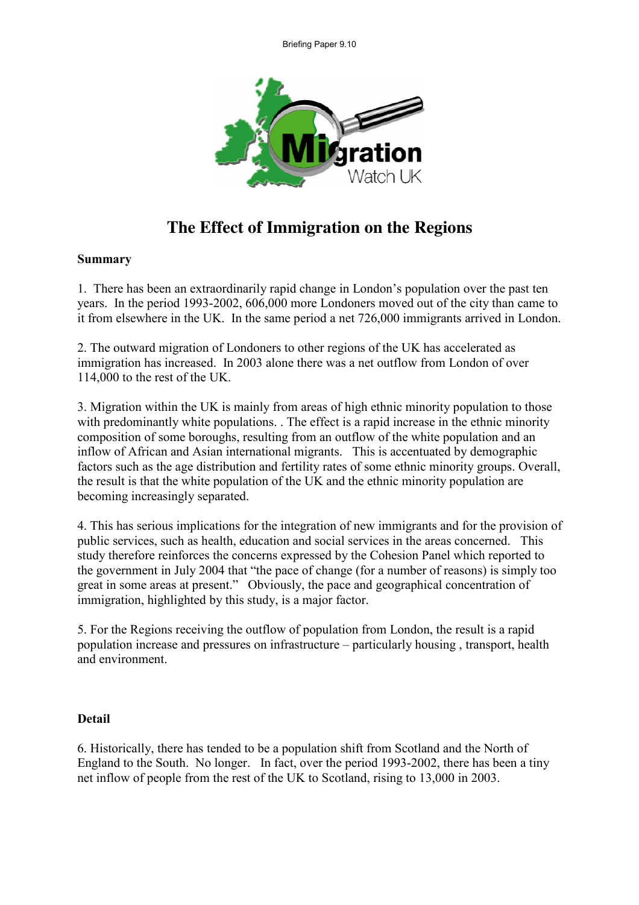# The Effect of Immigration on the Regions

## Summary

1. There has been an extraordinarily rapid change in London's population over the past ten years. In the period 1993-2002, 606,000 more Londoners moved out of the city than came to it from elsewhere in the UK. In the same period a net 726,000 immigrants arrived in London.

2. The outward migration of Londoners to other regions of the UK has accelerated as immigration has increased. In 2003 alone there was a net outflow from London of over 114,000 to the rest of the UK.

3. Migration within the UK is mainly from areas of high ethnic minority population to those with predominantly white populations. . The effect is a rapid increase in the ethnic minority composition of some boroughs, resulting from an outflow of the white population and an inflow of African and Asian international migrants. This is accentuated by demographic factors such as the age distribution and fertility rates of some ethnic minority groups. Overall, the result is that the white population of the UK and the ethnic minority population are becoming increasingly separated.

4. This has serious implications for the integration of new immigrants and for the provision of public services, such as health, education and social services in the areas concerned. This study therefore reinforces the concerns expressed by the Cohesion Panel which reported to the government in July 2004 that "the pace of change (for a number of reasons) is simply too great in some areas at present." Obviously, the pace and geographical concentration of immigration, highlighted by this study, is a major factor.

5. For the Regions receiving the outflow of population from London, the result is a rapid population increase and pressures on infrastructure – particularly housing , transport, health and environment.

## Detail

6. Historically, there has tended to be a population shift from Scotland and the North of England to the South. No longer. In fact, over the period 1993-2002, there has been a tiny net inflow of people from the rest of the UK to Scotland, rising to 13,000 in 2003.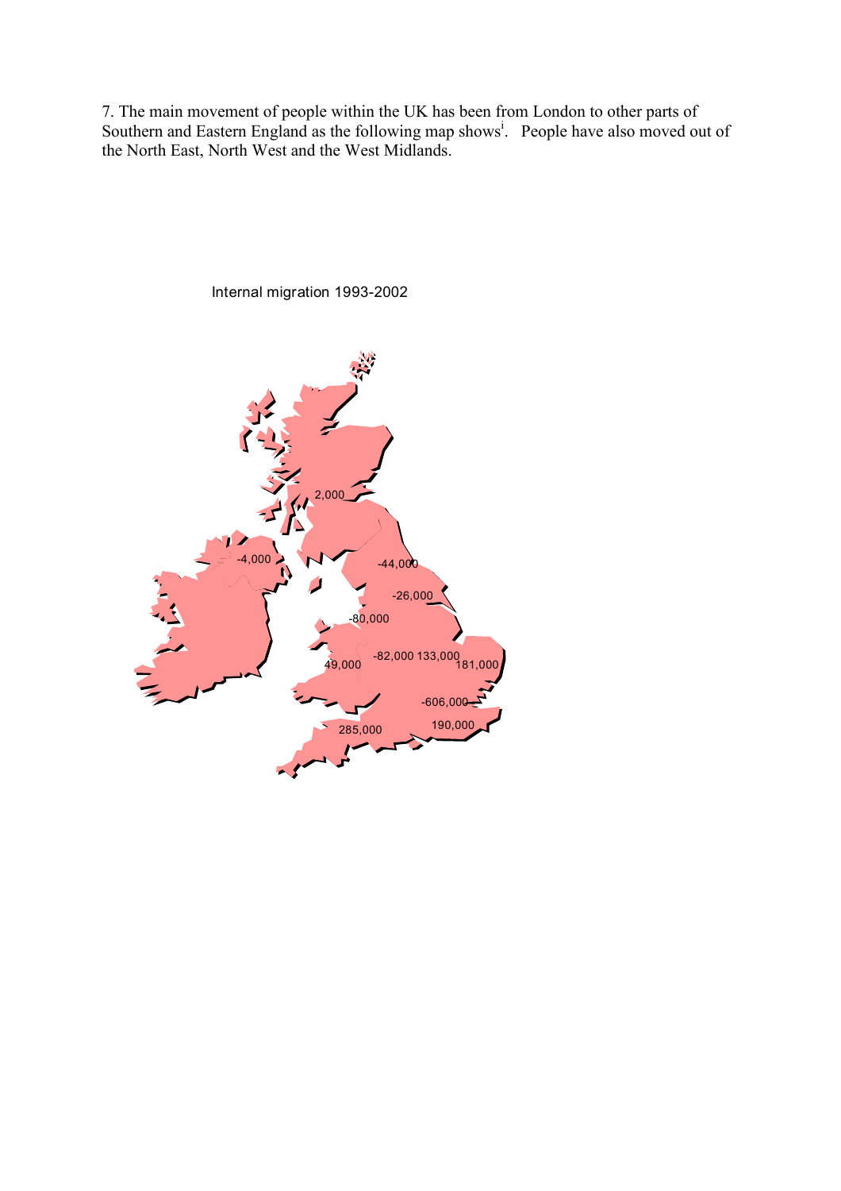7. The main movement of people within the UK has been from London to other parts of Southern and Eastern England as the following map shows[i]. People have also moved out of the North East, North West and the West Midlands.

Internal migration 1993-2002

2,000

-4,000

-44,000

-26,000

-80,000

49,000

-82,000

133,000

181,000

-606,000

285,000

190,000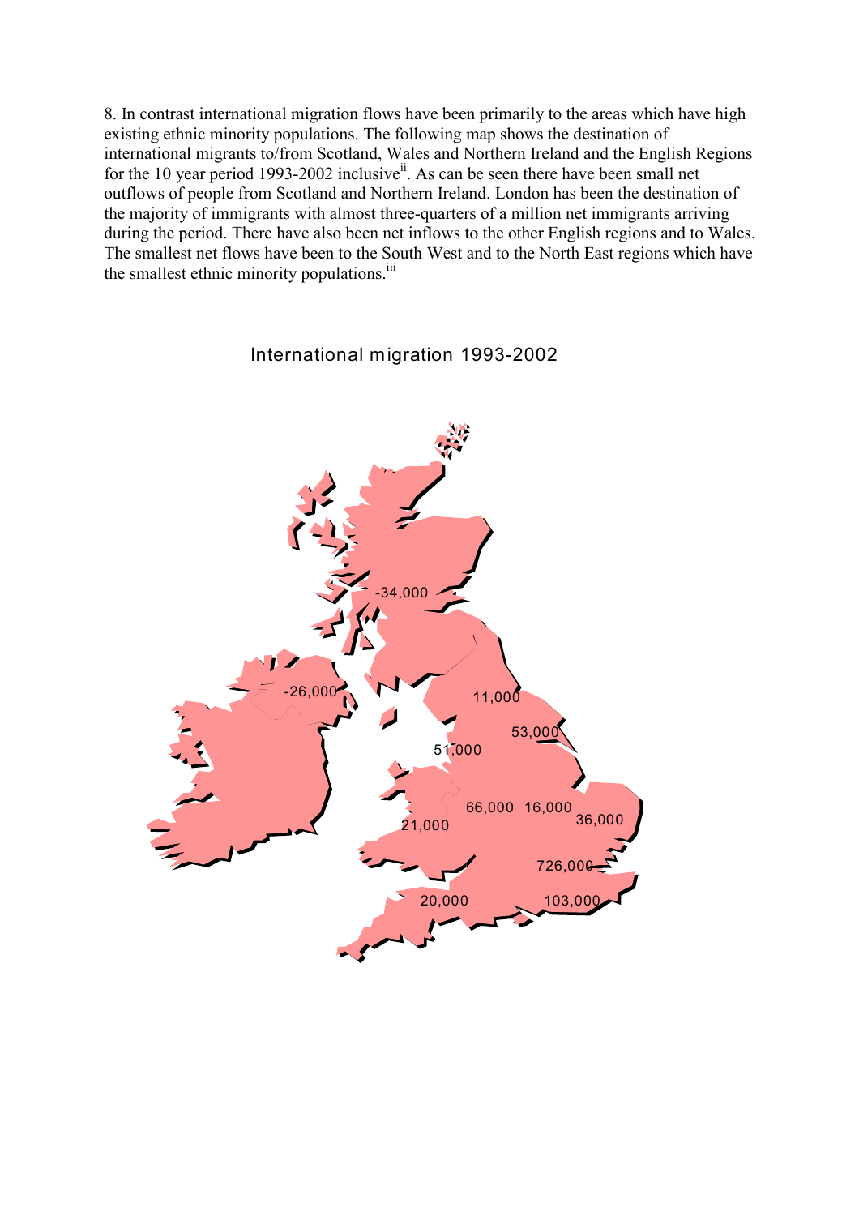8. In contrast international migration flows have been primarily to the areas which have high existing ethnic minority populations. The following map shows the destination of international migrants to/from Scotland, Wales and Northern Ireland and the English Regions for the 10 year period 1993-2002 inclusive[ii]. As can be seen there have been small net outflows of people from Scotland and Northern Ireland. London has been the destination of the majority of immigrants with almost three-quarters of a million net immigrants arriving during the period. There have also been net inflows to the other English regions and to Wales. The smallest net flows have been to the South West and to the North East regions which have the smallest ethnic minority populations.[iii]

International migration 1993-2002

-34,000

-26,000

11,000

53,000

51,000

66,000 16,000

36,000

21,000

726,000

20,000

103,000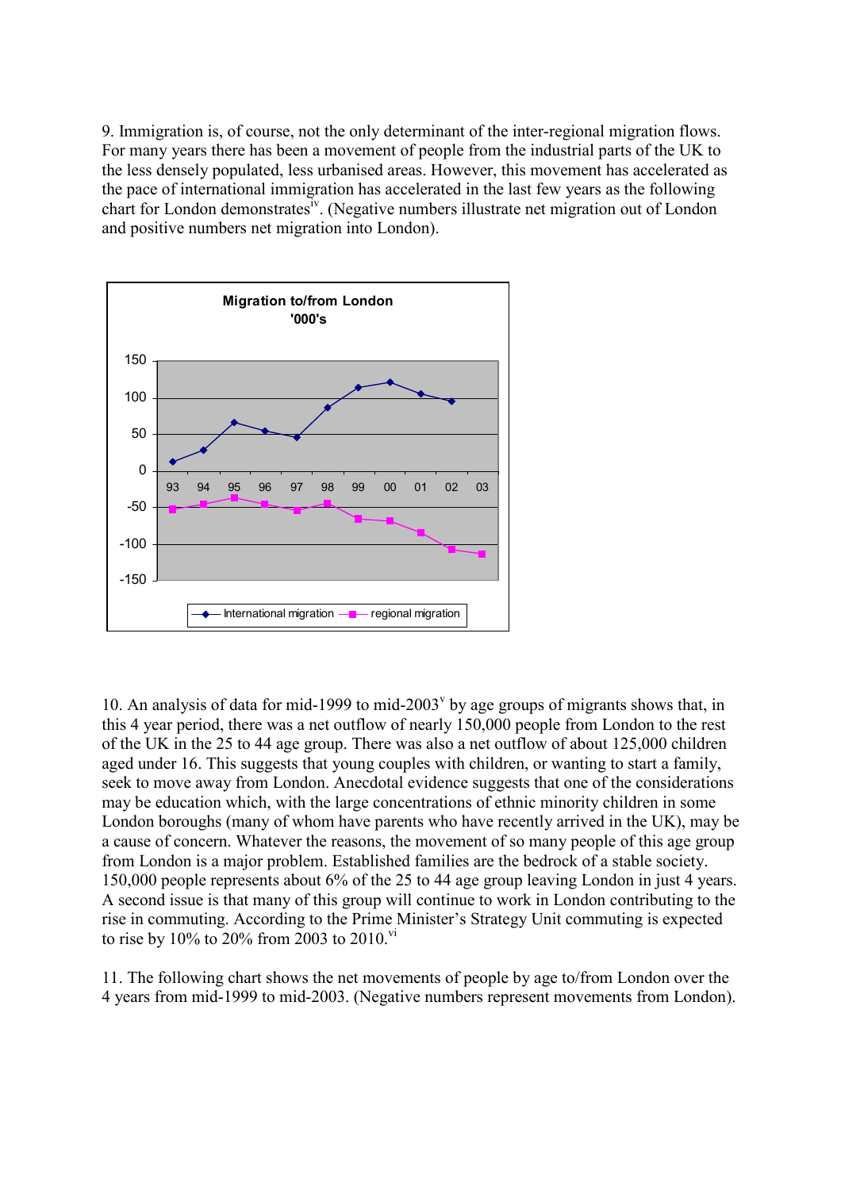9. Immigration is, of course, not the only determinant of the inter-regional migration flows. For many years there has been a movement of people from the industrial parts of the UK to the less densely populated, less urbanised areas. However, this movement has accelerated as the pace of international immigration has accelerated in the last few years as the following chart for London demonstrates[iv]. (Negative numbers illustrate net migration out of London and positive numbers net migration into London).

**Migration to/from London '000's**

10. An analysis of data for mid-1999 to mid-2003[v] by age groups of migrants shows that, in this 4 year period, there was a net outflow of nearly 150,000 people from London to the rest of the UK in the 25 to 44 age group. There was also a net outflow of about 125,000 children aged under 16. This suggests that young couples with children, or wanting to start a family, seek to move away from London. Anecdotal evidence suggests that one of the considerations may be education which, with the large concentrations of ethnic minority children in some London boroughs (many of whom have parents who have recently arrived in the UK), may be a cause of concern. Whatever the reasons, the movement of so many people of this age group from London is a major problem. Established families are the bedrock of a stable society. 150,000 people represents about 6% of the 25 to 44 age group leaving London in just 4 years. A second issue is that many of this group will continue to work in London contributing to the rise in commuting. According to the Prime Minister's Strategy Unit commuting is expected to rise by 10% to 20% from 2003 to 2010.[vi]

11. The following chart shows the net movements of people by age to/from London over the 4 years from mid-1999 to mid-2003. (Negative numbers represent movements from London).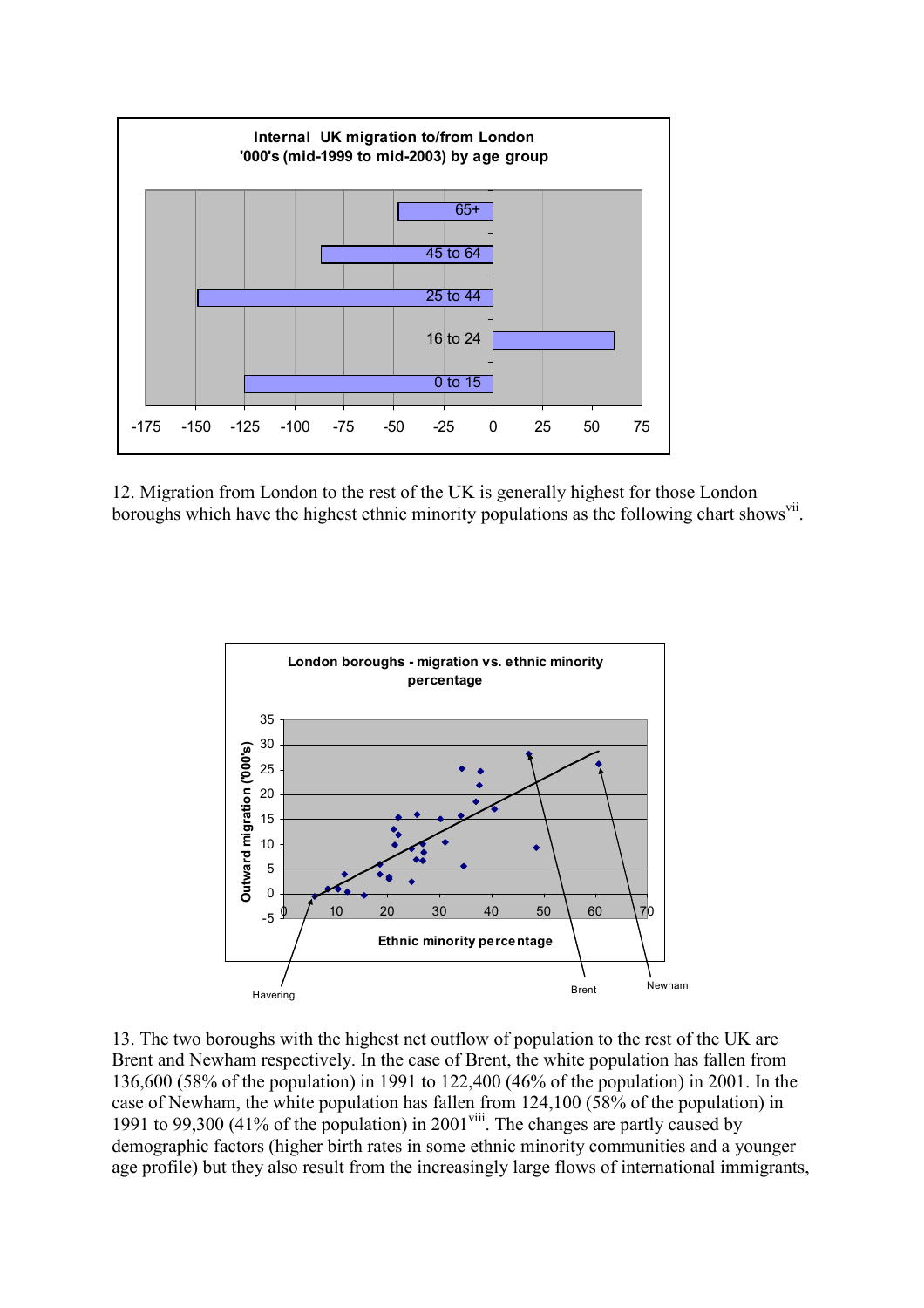**Internal UK migration to/from London '000's (mid-1999 to mid-2003) by age group**

12. Migration from London to the rest of the UK is generally highest for those London boroughs which have the highest ethnic minority populations as the following chart shows[vii].

**London boroughs - migration vs. ethnic minority percentage**

13. The two boroughs with the highest net outflow of population to the rest of the UK are Brent and Newham respectively. In the case of Brent, the white population has fallen from 136,600 (58% of the population) in 1991 to 122,400 (46% of the population) in 2001. In the case of Newham, the white population has fallen from 124,100 (58% of the population) in 1991 to 99,300 (41% of the population) in 2001[viii]. The changes are partly caused by demographic factors (higher birth rates in some ethnic minority communities and a younger age profile) but they also result from the increasingly large flows of international immigrants,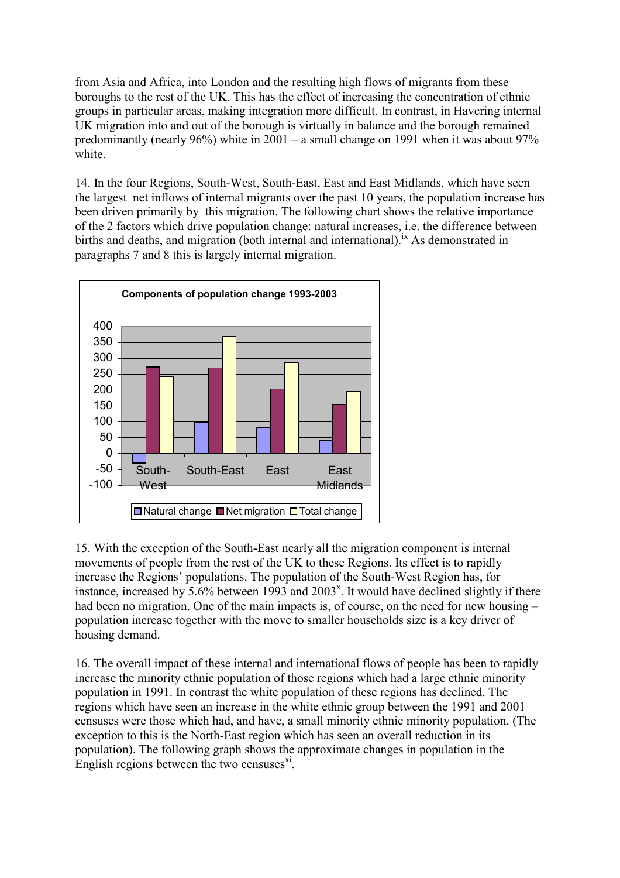from Asia and Africa, into London and the resulting high flows of migrants from these boroughs to the rest of the UK. This has the effect of increasing the concentration of ethnic groups in particular areas, making integration more difficult. In contrast, in Havering internal UK migration into and out of the borough is virtually in balance and the borough remained predominantly (nearly 96%) white in 2001 – a small change on 1991 when it was about 97% white.

14. In the four Regions, South-West, South-East, East and East Midlands, which have seen the largest net inflows of internal migrants over the past 10 years, the population increase has been driven primarily by this migration. The following chart shows the relative importance of the 2 factors which drive population change: natural increases, i.e. the difference between births and deaths, and migration (both internal and international).[ix] As demonstrated in paragraphs 7 and 8 this is largely internal migration.

**Components of population change 1993-2003**

South-West | South-East | East | East Midlands

Natural change | Net migration | Total change

15. With the exception of the South-East nearly all the migration component is internal movements of people from the rest of the UK to these Regions. Its effect is to rapidly increase the Regions' populations. The population of the South-West Region has, for instance, increased by 5.6% between 1993 and 2003[x]. It would have declined slightly if there had been no migration. One of the main impacts is, of course, on the need for new housing – population increase together with the move to smaller households size is a key driver of housing demand.

16. The overall impact of these internal and international flows of people has been to rapidly increase the minority ethnic population of those regions which had a large ethnic minority population in 1991. In contrast the white population of these regions has declined. The regions which have seen an increase in the white ethnic group between the 1991 and 2001 censuses were those which had, and have, a small minority ethnic minority population. (The exception to this is the North-East region which has seen an overall reduction in its population). The following graph shows the approximate changes in population in the English regions between the two censuses[xi].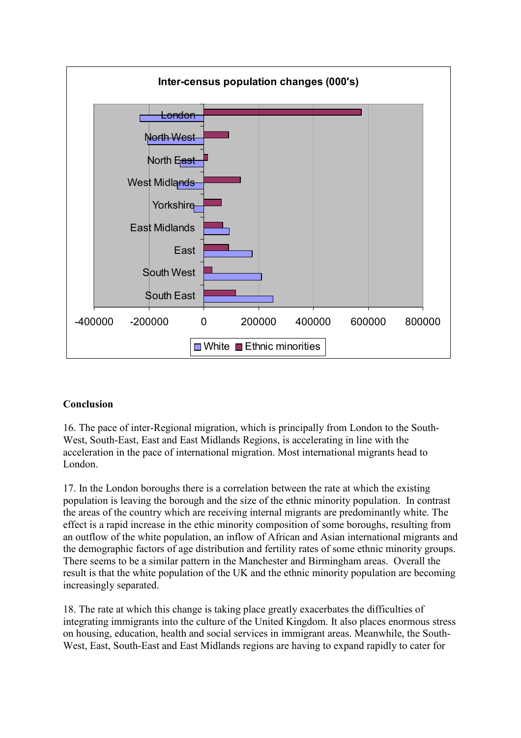**Inter-census population changes (000's)**

**Conclusion**

16. The pace of inter-Regional migration, which is principally from London to the South-West, South-East, East and East Midlands Regions, is accelerating in line with the acceleration in the pace of international migration. Most international migrants head to London.

17. In the London boroughs there is a correlation between the rate at which the existing population is leaving the borough and the size of the ethnic minority population. In contrast the areas of the country which are receiving internal migrants are predominantly white. The effect is a rapid increase in the ethic minority composition of some boroughs, resulting from an outflow of the white population, an inflow of African and Asian international migrants and the demographic factors of age distribution and fertility rates of some ethnic minority groups. There seems to be a similar pattern in the Manchester and Birmingham areas. Overall the result is that the white population of the UK and the ethnic minority population are becoming increasingly separated.

18. The rate at which this change is taking place greatly exacerbates the difficulties of integrating immigrants into the culture of the United Kingdom. It also places enormous stress on housing, education, health and social services in immigrant areas. Meanwhile, the South-West, East, South-East and East Midlands regions are having to expand rapidly to cater for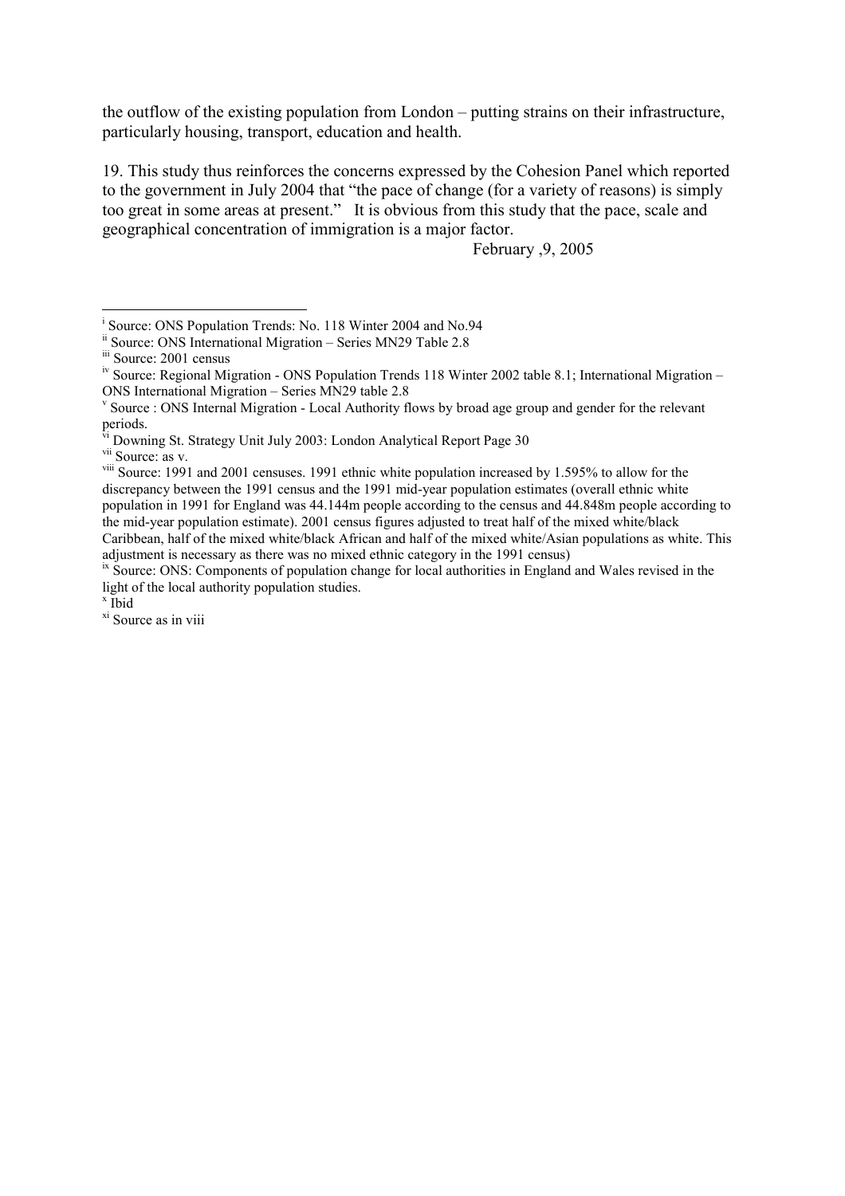the outflow of the existing population from London – putting strains on their infrastructure, particularly housing, transport, education and health.

19. This study thus reinforces the concerns expressed by the Cohesion Panel which reported to the government in July 2004 that "the pace of change (for a variety of reasons) is simply too great in some areas at present." It is obvious from this study that the pace, scale and geographical concentration of immigration is a major factor.

February ,9, 2005

---

[i] Source: ONS Population Trends: No. 118 Winter 2004 and No.94

[ii] Source: ONS International Migration – Series MN29 Table 2.8

[iii] Source: 2001 census

[iv] Source: Regional Migration - ONS Population Trends 118 Winter 2002 table 8.1; International Migration – ONS International Migration – Series MN29 table 2.8

[v] Source : ONS Internal Migration - Local Authority flows by broad age group and gender for the relevant periods.

[vi] Downing St. Strategy Unit July 2003: London Analytical Report Page 30

[vii] Source: as v.

[viii] Source: 1991 and 2001 censuses. 1991 ethnic white population increased by 1.595% to allow for the discrepancy between the 1991 census and the 1991 mid-year population estimates (overall ethnic white population in 1991 for England was 44.144m people according to the census and 44.848m people according to the mid-year population estimate). 2001 census figures adjusted to treat half of the mixed white/black Caribbean, half of the mixed white/black African and half of the mixed white/Asian populations as white. This adjustment is necessary as there was no mixed ethnic category in the 1991 census)

[ix] Source: ONS: Components of population change for local authorities in England and Wales revised in the light of the local authority population studies.

[x] Ibid

[xi] Source as in viii